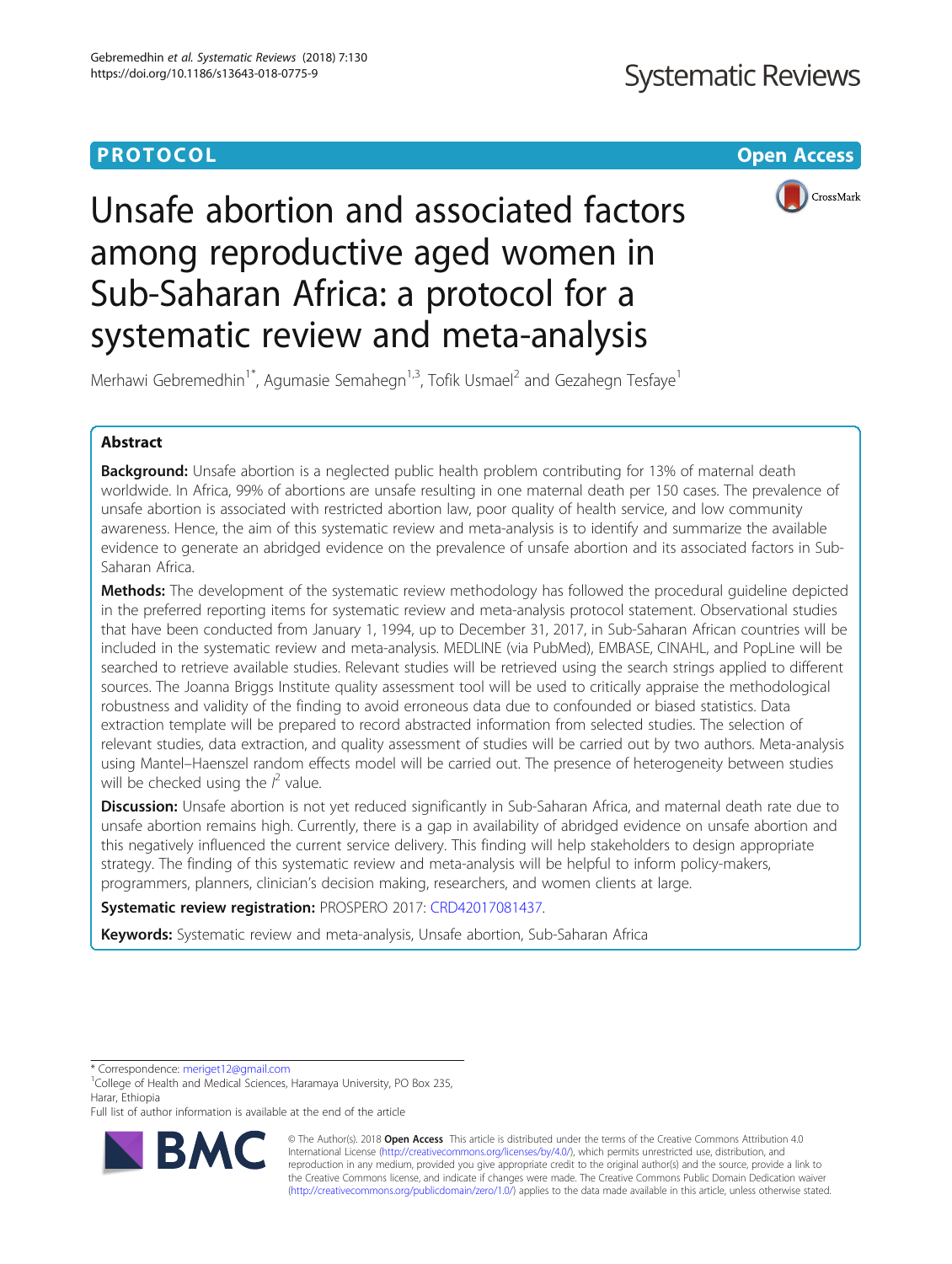PROTOCOL

Open Access

# Unsafe abortion and associated factors among reproductive aged women in Sub-Saharan Africa: a protocol for a systematic review and meta-analysis

Merhawi Gebremedhin[1*], Agumasie Semahegn[1,3], Tofik Usmael[2] and Gezahegn Tesfaye[1]

## Abstract

**Background:** Unsafe abortion is a neglected public health problem contributing for 13% of maternal death worldwide. In Africa, 99% of abortions are unsafe resulting in one maternal death per 150 cases. The prevalence of unsafe abortion is associated with restricted abortion law, poor quality of health service, and low community awareness. Hence, the aim of this systematic review and meta-analysis is to identify and summarize the available evidence to generate an abridged evidence on the prevalence of unsafe abortion and its associated factors in Sub-Saharan Africa.

**Methods:** The development of the systematic review methodology has followed the procedural guideline depicted in the preferred reporting items for systematic review and meta-analysis protocol statement. Observational studies that have been conducted from January 1, 1994, up to December 31, 2017, in Sub-Saharan African countries will be included in the systematic review and meta-analysis. MEDLINE (via PubMed), EMBASE, CINAHL, and PopLine will be searched to retrieve available studies. Relevant studies will be retrieved using the search strings applied to different sources. The Joanna Briggs Institute quality assessment tool will be used to critically appraise the methodological robustness and validity of the finding to avoid erroneous data due to confounded or biased statistics. Data extraction template will be prepared to record abstracted information from selected studies. The selection of relevant studies, data extraction, and quality assessment of studies will be carried out by two authors. Meta-analysis using Mantel–Haenszel random effects model will be carried out. The presence of heterogeneity between studies will be checked using the $I^2$ value.

**Discussion:** Unsafe abortion is not yet reduced significantly in Sub-Saharan Africa, and maternal death rate due to unsafe abortion remains high. Currently, there is a gap in availability of abridged evidence on unsafe abortion and this negatively influenced the current service delivery. This finding will help stakeholders to design appropriate strategy. The finding of this systematic review and meta-analysis will be helpful to inform policy-makers, programmers, planners, clinician's decision making, researchers, and women clients at large.

**Systematic review registration:** PROSPERO 2017: CRD42017081437.

**Keywords:** Systematic review and meta-analysis, Unsafe abortion, Sub-Saharan Africa

\* Correspondence: meriget12@gmail.com
[1]College of Health and Medical Sciences, Haramaya University, PO Box 235, Harar, Ethiopia
Full list of author information is available at the end of the article

© The Author(s). 2018 **Open Access** This article is distributed under the terms of the Creative Commons Attribution 4.0 International License (http://creativecommons.org/licenses/by/4.0/), which permits unrestricted use, distribution, and reproduction in any medium, provided you give appropriate credit to the original author(s) and the source, provide a link to the Creative Commons license, and indicate if changes were made. The Creative Commons Public Domain Dedication waiver (http://creativecommons.org/publicdomain/zero/1.0/) applies to the data made available in this article, unless otherwise stated.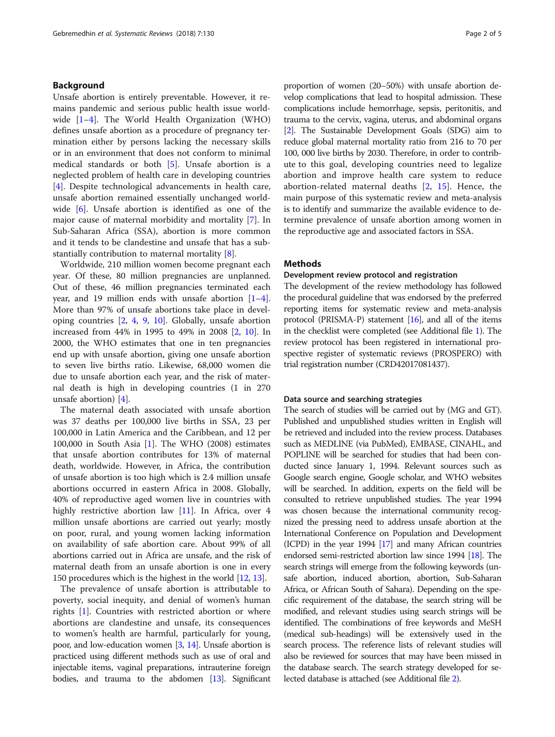## Background

Unsafe abortion is entirely preventable. However, it remains pandemic and serious public health issue worldwide [1–4]. The World Health Organization (WHO) defines unsafe abortion as a procedure of pregnancy termination either by persons lacking the necessary skills or in an environment that does not conform to minimal medical standards or both [5]. Unsafe abortion is a neglected problem of health care in developing countries [4]. Despite technological advancements in health care, unsafe abortion remained essentially unchanged worldwide [6]. Unsafe abortion is identified as one of the major cause of maternal morbidity and mortality [7]. In Sub-Saharan Africa (SSA), abortion is more common and it tends to be clandestine and unsafe that has a substantially contribution to maternal mortality [8].

Worldwide, 210 million women become pregnant each year. Of these, 80 million pregnancies are unplanned. Out of these, 46 million pregnancies terminated each year, and 19 million ends with unsafe abortion [1–4]. More than 97% of unsafe abortions take place in developing countries [2, 4, 9, 10]. Globally, unsafe abortion increased from 44% in 1995 to 49% in 2008 [2, 10]. In 2000, the WHO estimates that one in ten pregnancies end up with unsafe abortion, giving one unsafe abortion to seven live births ratio. Likewise, 68,000 women die due to unsafe abortion each year, and the risk of maternal death is high in developing countries (1 in 270 unsafe abortion) [4].

The maternal death associated with unsafe abortion was 37 deaths per 100,000 live births in SSA, 23 per 100,000 in Latin America and the Caribbean, and 12 per 100,000 in South Asia [1]. The WHO (2008) estimates that unsafe abortion contributes for 13% of maternal death, worldwide. However, in Africa, the contribution of unsafe abortion is too high which is 2.4 million unsafe abortions occurred in eastern Africa in 2008. Globally, 40% of reproductive aged women live in countries with highly restrictive abortion law [11]. In Africa, over 4 million unsafe abortions are carried out yearly; mostly on poor, rural, and young women lacking information on availability of safe abortion care. About 99% of all abortions carried out in Africa are unsafe, and the risk of maternal death from an unsafe abortion is one in every 150 procedures which is the highest in the world [12, 13].

The prevalence of unsafe abortion is attributable to poverty, social inequity, and denial of women's human rights [1]. Countries with restricted abortion or where abortions are clandestine and unsafe, its consequences to women's health are harmful, particularly for young, poor, and low-education women [3, 14]. Unsafe abortion is practiced using different methods such as use of oral and injectable items, vaginal preparations, intrauterine foreign bodies, and trauma to the abdomen [13]. Significant proportion of women (20–50%) with unsafe abortion develop complications that lead to hospital admission. These complications include hemorrhage, sepsis, peritonitis, and trauma to the cervix, vagina, uterus, and abdominal organs [2]. The Sustainable Development Goals (SDG) aim to reduce global maternal mortality ratio from 216 to 70 per 100, 000 live births by 2030. Therefore, in order to contribute to this goal, developing countries need to legalize abortion and improve health care system to reduce abortion-related maternal deaths [2, 15]. Hence, the main purpose of this systematic review and meta-analysis is to identify and summarize the available evidence to determine prevalence of unsafe abortion among women in the reproductive age and associated factors in SSA.

## Methods

### Development review protocol and registration

The development of the review methodology has followed the procedural guideline that was endorsed by the preferred reporting items for systematic review and meta-analysis protocol (PRISMA-P) statement [16], and all of the items in the checklist were completed (see Additional file 1). The review protocol has been registered in international prospective register of systematic reviews (PROSPERO) with trial registration number (CRD42017081437).

### Data source and searching strategies

The search of studies will be carried out by (MG and GT). Published and unpublished studies written in English will be retrieved and included into the review process. Databases such as MEDLINE (via PubMed), EMBASE, CINAHL, and POPLINE will be searched for studies that had been conducted since January 1, 1994. Relevant sources such as Google search engine, Google scholar, and WHO websites will be searched. In addition, experts on the field will be consulted to retrieve unpublished studies. The year 1994 was chosen because the international community recognized the pressing need to address unsafe abortion at the International Conference on Population and Development (ICPD) in the year 1994 [17] and many African countries endorsed semi-restricted abortion law since 1994 [18]. The search strings will emerge from the following keywords (unsafe abortion, induced abortion, abortion, Sub-Saharan Africa, or African South of Sahara). Depending on the specific requirement of the database, the search string will be modified, and relevant studies using search strings will be identified. The combinations of free keywords and MeSH (medical sub-headings) will be extensively used in the search process. The reference lists of relevant studies will also be reviewed for sources that may have been missed in the database search. The search strategy developed for selected database is attached (see Additional file 2).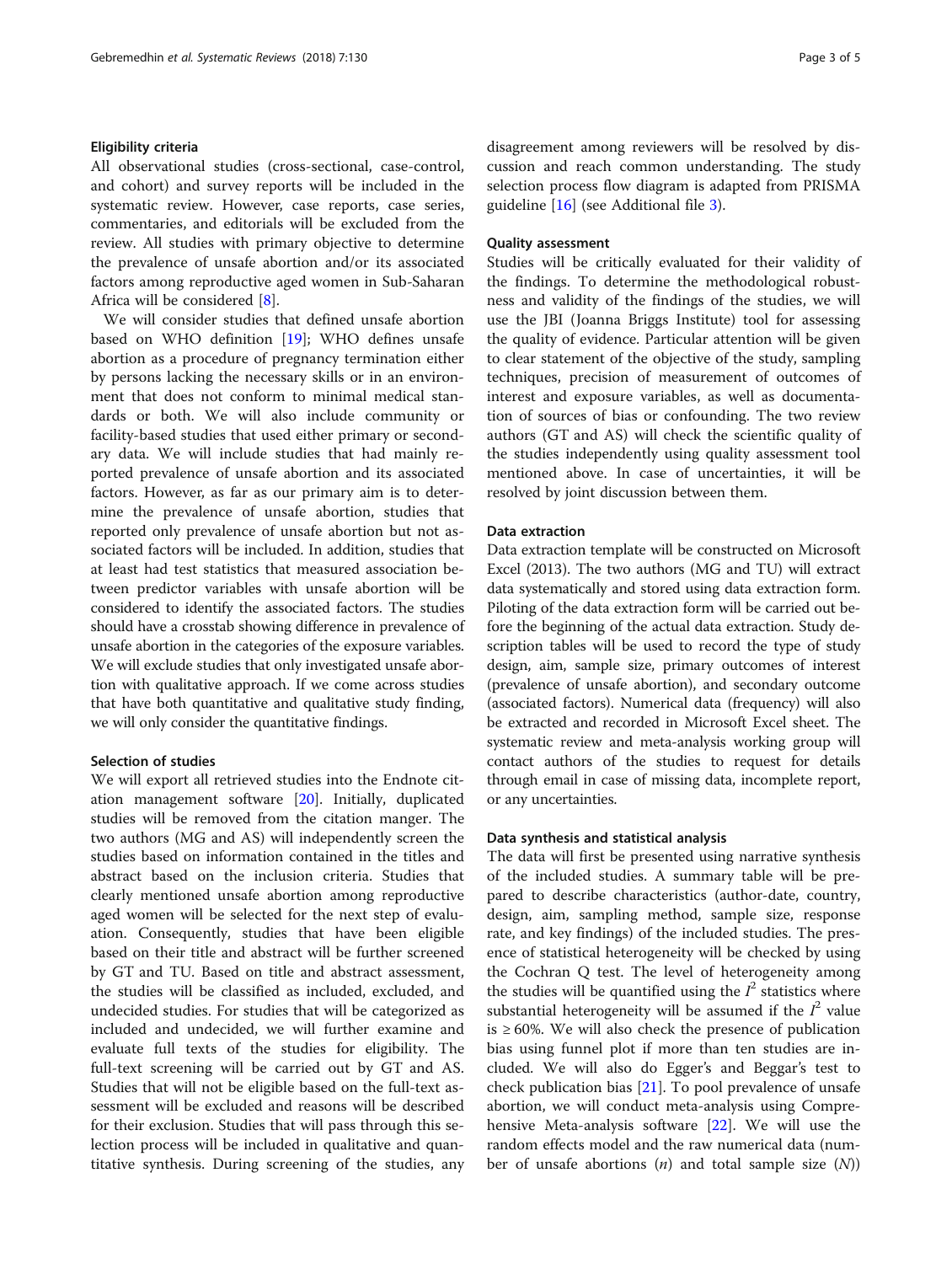### Eligibility criteria

All observational studies (cross-sectional, case-control, and cohort) and survey reports will be included in the systematic review. However, case reports, case series, commentaries, and editorials will be excluded from the review. All studies with primary objective to determine the prevalence of unsafe abortion and/or its associated factors among reproductive aged women in Sub-Saharan Africa will be considered [8].

We will consider studies that defined unsafe abortion based on WHO definition [19]; WHO defines unsafe abortion as a procedure of pregnancy termination either by persons lacking the necessary skills or in an environment that does not conform to minimal medical standards or both. We will also include community or facility-based studies that used either primary or secondary data. We will include studies that had mainly reported prevalence of unsafe abortion and its associated factors. However, as far as our primary aim is to determine the prevalence of unsafe abortion, studies that reported only prevalence of unsafe abortion but not associated factors will be included. In addition, studies that at least had test statistics that measured association between predictor variables with unsafe abortion will be considered to identify the associated factors. The studies should have a crosstab showing difference in prevalence of unsafe abortion in the categories of the exposure variables. We will exclude studies that only investigated unsafe abortion with qualitative approach. If we come across studies that have both quantitative and qualitative study finding, we will only consider the quantitative findings.

### Selection of studies

We will export all retrieved studies into the Endnote citation management software [20]. Initially, duplicated studies will be removed from the citation manger. The two authors (MG and AS) will independently screen the studies based on information contained in the titles and abstract based on the inclusion criteria. Studies that clearly mentioned unsafe abortion among reproductive aged women will be selected for the next step of evaluation. Consequently, studies that have been eligible based on their title and abstract will be further screened by GT and TU. Based on title and abstract assessment, the studies will be classified as included, excluded, and undecided studies. For studies that will be categorized as included and undecided, we will further examine and evaluate full texts of the studies for eligibility. The full-text screening will be carried out by GT and AS. Studies that will not be eligible based on the full-text assessment will be excluded and reasons will be described for their exclusion. Studies that will pass through this selection process will be included in qualitative and quantitative synthesis. During screening of the studies, any disagreement among reviewers will be resolved by discussion and reach common understanding. The study selection process flow diagram is adapted from PRISMA guideline [16] (see Additional file 3).

### Quality assessment

Studies will be critically evaluated for their validity of the findings. To determine the methodological robustness and validity of the findings of the studies, we will use the JBI (Joanna Briggs Institute) tool for assessing the quality of evidence. Particular attention will be given to clear statement of the objective of the study, sampling techniques, precision of measurement of outcomes of interest and exposure variables, as well as documentation of sources of bias or confounding. The two review authors (GT and AS) will check the scientific quality of the studies independently using quality assessment tool mentioned above. In case of uncertainties, it will be resolved by joint discussion between them.

### Data extraction

Data extraction template will be constructed on Microsoft Excel (2013). The two authors (MG and TU) will extract data systematically and stored using data extraction form. Piloting of the data extraction form will be carried out before the beginning of the actual data extraction. Study description tables will be used to record the type of study design, aim, sample size, primary outcomes of interest (prevalence of unsafe abortion), and secondary outcome (associated factors). Numerical data (frequency) will also be extracted and recorded in Microsoft Excel sheet. The systematic review and meta-analysis working group will contact authors of the studies to request for details through email in case of missing data, incomplete report, or any uncertainties.

### Data synthesis and statistical analysis

The data will first be presented using narrative synthesis of the included studies. A summary table will be prepared to describe characteristics (author-date, country, design, aim, sampling method, sample size, response rate, and key findings) of the included studies. The presence of statistical heterogeneity will be checked by using the Cochran Q test. The level of heterogeneity among the studies will be quantified using the $I^2$ statistics where substantial heterogeneity will be assumed if the $I^2$ value is ≥ 60%. We will also check the presence of publication bias using funnel plot if more than ten studies are included. We will also do Egger's and Beggar's test to check publication bias [21]. To pool prevalence of unsafe abortion, we will conduct meta-analysis using Comprehensive Meta-analysis software [22]. We will use the random effects model and the raw numerical data (number of unsafe abortions ($n$) and total sample size ($N$))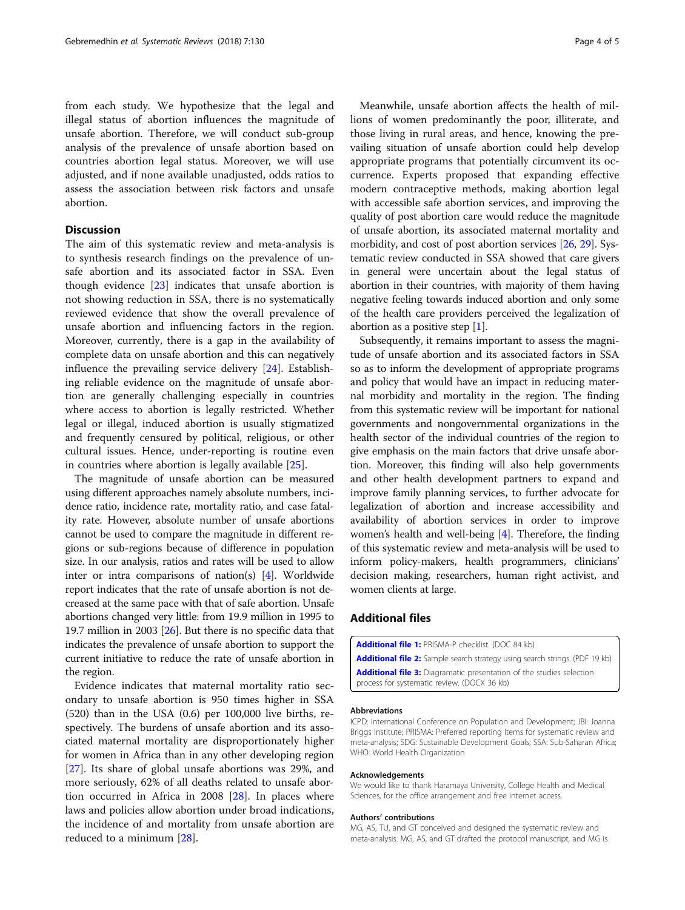from each study. We hypothesize that the legal and illegal status of abortion influences the magnitude of unsafe abortion. Therefore, we will conduct sub-group analysis of the prevalence of unsafe abortion based on countries abortion legal status. Moreover, we will use adjusted, and if none available unadjusted, odds ratios to assess the association between risk factors and unsafe abortion.

## Discussion

The aim of this systematic review and meta-analysis is to synthesis research findings on the prevalence of unsafe abortion and its associated factor in SSA. Even though evidence [23] indicates that unsafe abortion is not showing reduction in SSA, there is no systematically reviewed evidence that show the overall prevalence of unsafe abortion and influencing factors in the region. Moreover, currently, there is a gap in the availability of complete data on unsafe abortion and this can negatively influence the prevailing service delivery [24]. Establishing reliable evidence on the magnitude of unsafe abortion are generally challenging especially in countries where access to abortion is legally restricted. Whether legal or illegal, induced abortion is usually stigmatized and frequently censured by political, religious, or other cultural issues. Hence, under-reporting is routine even in countries where abortion is legally available [25].

The magnitude of unsafe abortion can be measured using different approaches namely absolute numbers, incidence ratio, incidence rate, mortality ratio, and case fatality rate. However, absolute number of unsafe abortions cannot be used to compare the magnitude in different regions or sub-regions because of difference in population size. In our analysis, ratios and rates will be used to allow inter or intra comparisons of nation(s) [4]. Worldwide report indicates that the rate of unsafe abortion is not decreased at the same pace with that of safe abortion. Unsafe abortions changed very little: from 19.9 million in 1995 to 19.7 million in 2003 [26]. But there is no specific data that indicates the prevalence of unsafe abortion to support the current initiative to reduce the rate of unsafe abortion in the region.

Evidence indicates that maternal mortality ratio secondary to unsafe abortion is 950 times higher in SSA (520) than in the USA (0.6) per 100,000 live births, respectively. The burdens of unsafe abortion and its associated maternal mortality are disproportionately higher for women in Africa than in any other developing region [27]. Its share of global unsafe abortions was 29%, and more seriously, 62% of all deaths related to unsafe abortion occurred in Africa in 2008 [28]. In places where laws and policies allow abortion under broad indications, the incidence of and mortality from unsafe abortion are reduced to a minimum [28].

Meanwhile, unsafe abortion affects the health of millions of women predominantly the poor, illiterate, and those living in rural areas, and hence, knowing the prevailing situation of unsafe abortion could help develop appropriate programs that potentially circumvent its occurrence. Experts proposed that expanding effective modern contraceptive methods, making abortion legal with accessible safe abortion services, and improving the quality of post abortion care would reduce the magnitude of unsafe abortion, its associated maternal mortality and morbidity, and cost of post abortion services [26, 29]. Systematic review conducted in SSA showed that care givers in general were uncertain about the legal status of abortion in their countries, with majority of them having negative feeling towards induced abortion and only some of the health care providers perceived the legalization of abortion as a positive step [1].

Subsequently, it remains important to assess the magnitude of unsafe abortion and its associated factors in SSA so as to inform the development of appropriate programs and policy that would have an impact in reducing maternal morbidity and mortality in the region. The finding from this systematic review will be important for national governments and nongovernmental organizations in the health sector of the individual countries of the region to give emphasis on the main factors that drive unsafe abortion. Moreover, this finding will also help governments and other health development partners to expand and improve family planning services, to further advocate for legalization of abortion and increase accessibility and availability of abortion services in order to improve women's health and well-being [4]. Therefore, the finding of this systematic review and meta-analysis will be used to inform policy-makers, health programmers, clinicians' decision making, researchers, human right activist, and women clients at large.

## Additional files

**Additional file 1:** PRISMA-P checklist. (DOC 84 kb)
**Additional file 2:** Sample search strategy using search strings. (PDF 19 kb)
**Additional file 3:** Diagramatic presentation of the studies selection process for systematic review. (DOCX 36 kb)

#### Abbreviations

ICPD: International Conference on Population and Development; JBI: Joanna Briggs Institute; PRISMA: Preferred reporting items for systematic review and meta-analysis; SDG: Sustainable Development Goals; SSA: Sub-Saharan Africa; WHO: World Health Organization

#### Acknowledgements

We would like to thank Haramaya University, College Health and Medical Sciences, for the office arrangement and free internet access.

#### Authors' contributions

MG, AS, TU, and GT conceived and designed the systematic review and meta-analysis. MG, AS, and GT drafted the protocol manuscript, and MG is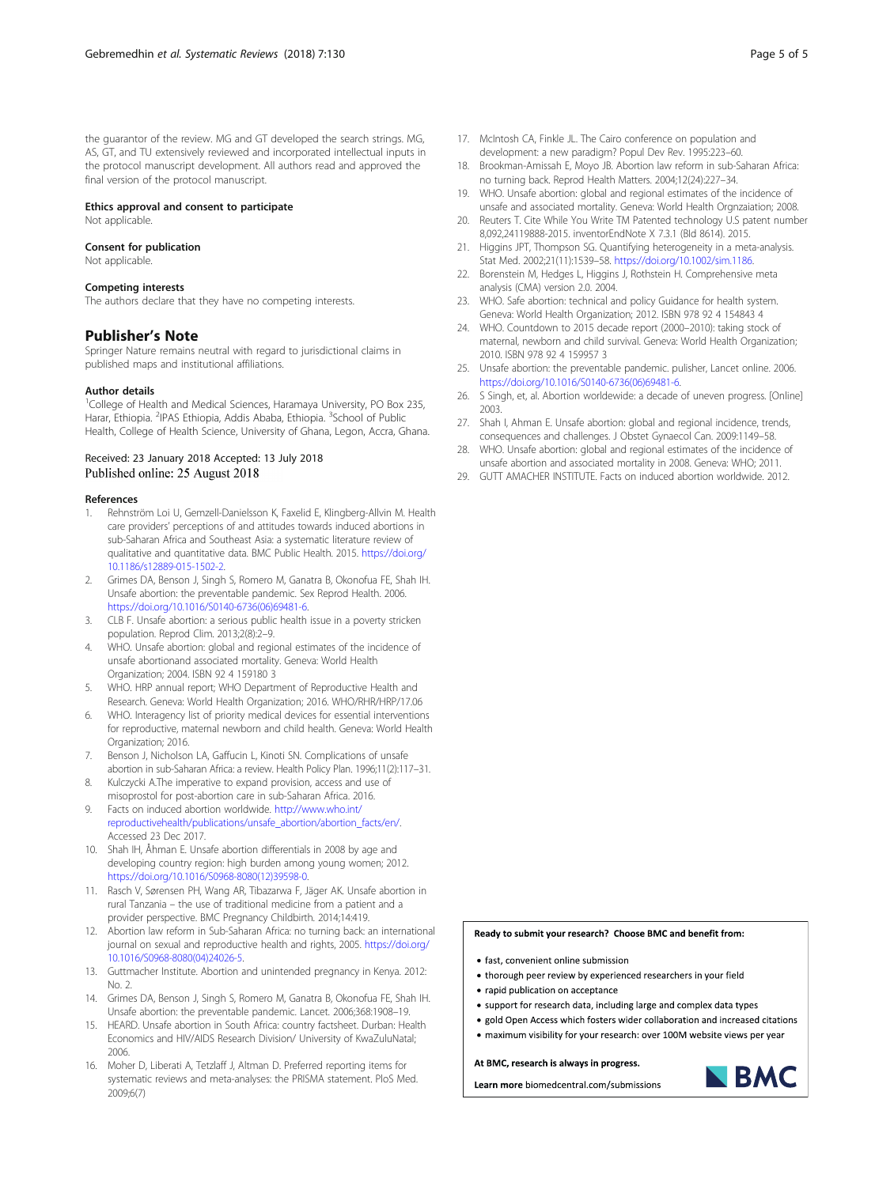the guarantor of the review. MG and GT developed the search strings. MG, AS, GT, and TU extensively reviewed and incorporated intellectual inputs in the protocol manuscript development. All authors read and approved the final version of the protocol manuscript.

#### Ethics approval and consent to participate
Not applicable.

#### Consent for publication
Not applicable.

#### Competing interests
The authors declare that they have no competing interests.

## Publisher's Note
Springer Nature remains neutral with regard to jurisdictional claims in published maps and institutional affiliations.

#### Author details
[1]College of Health and Medical Sciences, Haramaya University, PO Box 235, Harar, Ethiopia. [2]IPAS Ethiopia, Addis Ababa, Ethiopia. [3]School of Public Health, College of Health Science, University of Ghana, Legon, Accra, Ghana.

Received: 23 January 2018 Accepted: 13 July 2018
Published online: 25 August 2018

#### References
1. Rehnström Loi U, Gemzell-Danielsson K, Faxelid E, Klingberg-Allvin M. Health care providers' perceptions of and attitudes towards induced abortions in sub-Saharan Africa and Southeast Asia: a systematic literature review of qualitative and quantitative data. BMC Public Health. 2015. https://doi.org/10.1186/s12889-015-1502-2.
2. Grimes DA, Benson J, Singh S, Romero M, Ganatra B, Okonofua FE, Shah IH. Unsafe abortion: the preventable pandemic. Sex Reprod Health. 2006. https://doi.org/10.1016/S0140-6736(06)69481-6.
3. CLB F. Unsafe abortion: a serious public health issue in a poverty stricken population. Reprod Clim. 2013;2(8):2–9.
4. WHO. Unsafe abortion: global and regional estimates of the incidence of unsafe abortionand associated mortality. Geneva: World Health Organization; 2004. ISBN 92 4 159180 3
5. WHO. HRP annual report; WHO Department of Reproductive Health and Research. Geneva: World Health Organization; 2016. WHO/RHR/HRP/17.06
6. WHO. Interagency list of priority medical devices for essential interventions for reproductive, maternal newborn and child health. Geneva: World Health Organization; 2016.
7. Benson J, Nicholson LA, Gaffucin L, Kinoti SN. Complications of unsafe abortion in sub-Saharan Africa: a review. Health Policy Plan. 1996;11(2):117–31.
8. Kulczycki A.The imperative to expand provision, access and use of misoprostol for post-abortion care in sub-Saharan Africa. 2016.
9. Facts on induced abortion worldwide. http://www.who.int/reproductivehealth/publications/unsafe_abortion/abortion_facts/en/. Accessed 23 Dec 2017.
10. Shah IH, Åhman E. Unsafe abortion differentials in 2008 by age and developing country region: high burden among young women; 2012. https://doi.org/10.1016/S0968-8080(12)39598-0.
11. Rasch V, Sørensen PH, Wang AR, Tibazarwa F, Jäger AK. Unsafe abortion in rural Tanzania – the use of traditional medicine from a patient and a provider perspective. BMC Pregnancy Childbirth. 2014;14:419.
12. Abortion law reform in Sub-Saharan Africa: no turning back: an international journal on sexual and reproductive health and rights, 2005. https://doi.org/10.1016/S0968-8080(04)24026-5.
13. Guttmacher Institute. Abortion and unintended pregnancy in Kenya. 2012: No. 2.
14. Grimes DA, Benson J, Singh S, Romero M, Ganatra B, Okonofua FE, Shah IH. Unsafe abortion: the preventable pandemic. Lancet. 2006;368:1908–19.
15. HEARD. Unsafe abortion in South Africa: country factsheet. Durban: Health Economics and HIV/AIDS Research Division/ University of KwaZuluNatal; 2006.
16. Moher D, Liberati A, Tetzlaff J, Altman D. Preferred reporting items for systematic reviews and meta-analyses: the PRISMA statement. PloS Med. 2009;6(7)
17. McIntosh CA, Finkle JL. The Cairo conference on population and development: a new paradigm? Popul Dev Rev. 1995:223–60.
18. Brookman-Amissah E, Moyo JB. Abortion law reform in sub-Saharan Africa: no turning back. Reprod Health Matters. 2004;12(24):227–34.
19. WHO. Unsafe abortion: global and regional estimates of the incidence of unsafe and associated mortality. Geneva: World Health Orgnzaiation; 2008.
20. Reuters T. Cite While You Write TM Patented technology U.S patent number 8,092,24119888-2015. inventorEndNote X 7.3.1 (Bld 8614). 2015.
21. Higgins JPT, Thompson SG. Quantifying heterogeneity in a meta-analysis. Stat Med. 2002;21(11):1539–58. https://doi.org/10.1002/sim.1186.
22. Borenstein M, Hedges L, Higgins J, Rothstein H. Comprehensive meta analysis (CMA) version 2.0. 2004.
23. WHO. Safe abortion: technical and policy Guidance for health system. Geneva: World Health Organization; 2012. ISBN 978 92 4 154843 4
24. WHO. Countdown to 2015 decade report (2000–2010): taking stock of maternal, newborn and child survival. Geneva: World Health Organization; 2010. ISBN 978 92 4 159957 3
25. Unsafe abortion: the preventable pandemic. pulisher, Lancet online. 2006. https://doi.org/10.1016/S0140-6736(06)69481-6.
26. S Singh, et, al. Abortion worldewide: a decade of uneven progress. [Online] 2003.
27. Shah I, Ahman E. Unsafe abortion: global and regional incidence, trends, consequences and challenges. J Obstet Gynaecol Can. 2009:1149–58.
28. WHO. Unsafe abortion: global and regional estimates of the incidence of unsafe abortion and associated mortality in 2008. Geneva: WHO; 2011.
29. GUTT AMACHER INSTITUTE. Facts on induced abortion worldwide. 2012.

**Ready to submit your research? Choose BMC and benefit from:**

- fast, convenient online submission
- thorough peer review by experienced researchers in your field
- rapid publication on acceptance
- support for research data, including large and complex data types
- gold Open Access which fosters wider collaboration and increased citations
- maximum visibility for your research: over 100M website views per year

**At BMC, research is always in progress.**

**Learn more** biomedcentral.com/submissions

BMC